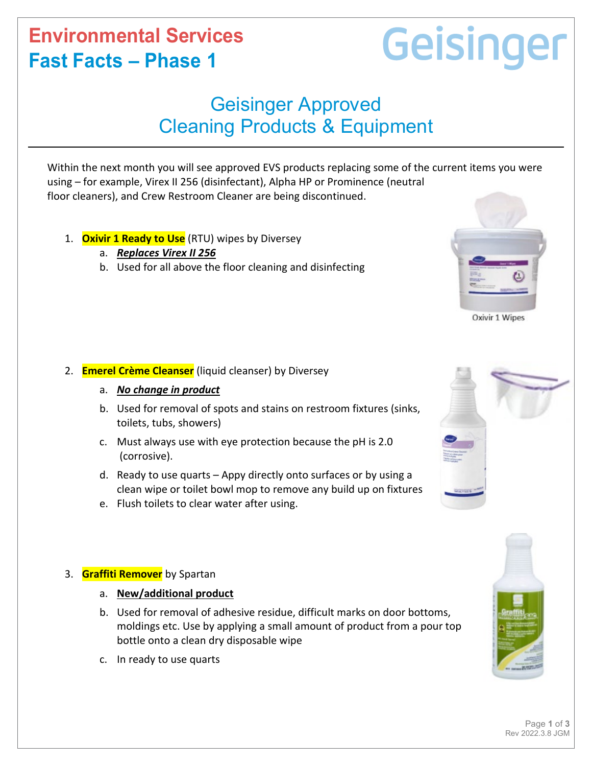# Environmental Services
# Fast Facts – Phase 1

Geisinger

## Geisinger Approved
## Cleaning Products & Equipment

Within the next month you will see approved EVS products replacing some of the current items you were using – for example, Virex II 256 (disinfectant), Alpha HP or Prominence (neutral floor cleaners), and Crew Restroom Cleaner are being discontinued.

1. **Oxivir 1 Ready to Use** (RTU) wipes by Diversey
   a. ***Replaces Virex II 256***
   b. Used for all above the floor cleaning and disinfecting

Oxivir 1 Wipes

2. **Emerel Crème Cleanser** (liquid cleanser) by Diversey
   a. ***No change in product***
   b. Used for removal of spots and stains on restroom fixtures (sinks, toilets, tubs, showers)
   c. Must always use with eye protection because the pH is 2.0 (corrosive).
   d. Ready to use quarts – Appy directly onto surfaces or by using a clean wipe or toilet bowl mop to remove any build up on fixtures
   e. Flush toilets to clear water after using.

3. **Graffiti Remover** by Spartan
   a. **New/additional product**
   b. Used for removal of adhesive residue, difficult marks on door bottoms, moldings etc. Use by applying a small amount of product from a pour top bottle onto a clean dry disposable wipe
   c. In ready to use quarts

Rev 2022.3.8 JGM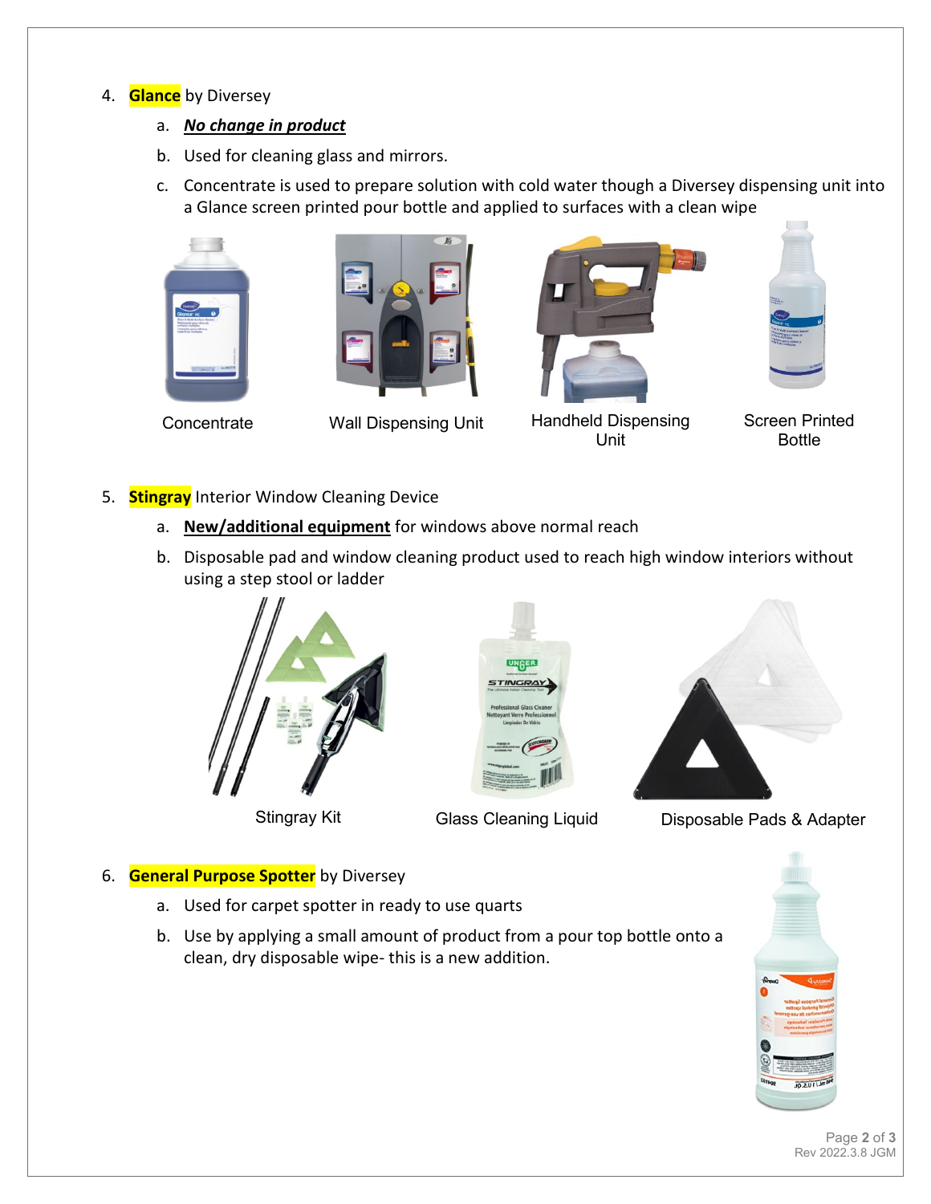4. **Glance** by Diversey
   a. ***No change in product***
   b. Used for cleaning glass and mirrors.
   c. Concentrate is used to prepare solution with cold water though a Diversey dispensing unit into a Glance screen printed pour bottle and applied to surfaces with a clean wipe

Concentrate

Wall Dispensing Unit

Handheld Dispensing Unit

Screen Printed Bottle

5. **Stingray** Interior Window Cleaning Device
   a. **New/additional equipment** for windows above normal reach
   b. Disposable pad and window cleaning product used to reach high window interiors without using a step stool or ladder

Stingray Kit

Glass Cleaning Liquid

Disposable Pads & Adapter

6. **General Purpose Spotter** by Diversey
   a. Used for carpet spotter in ready to use quarts
   b. Use by applying a small amount of product from a pour top bottle onto a clean, dry disposable wipe- this is a new addition.

Rev 2022.3.8 JGM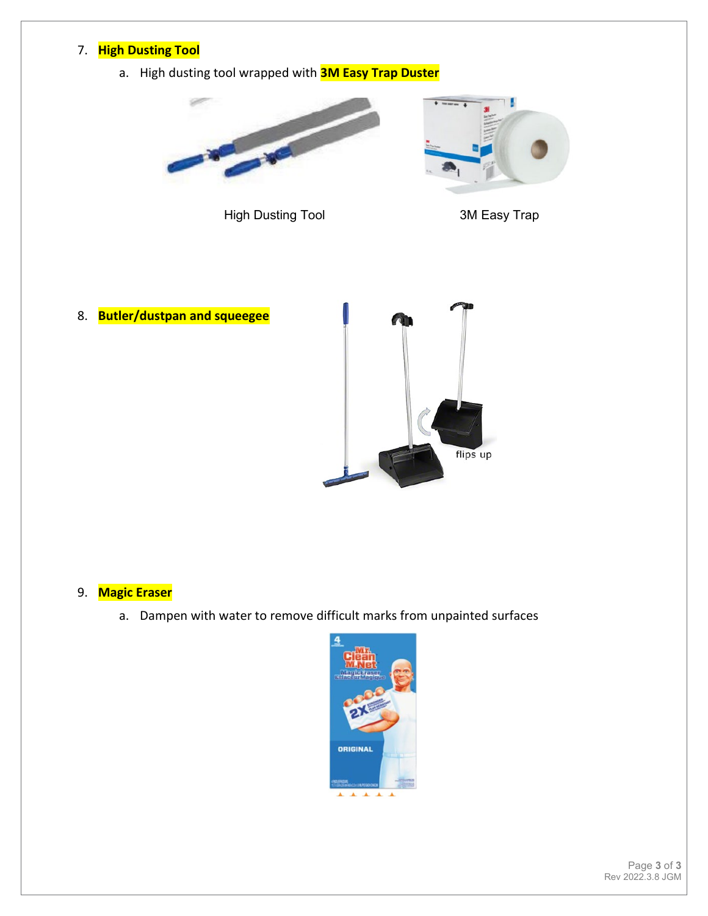7. **High Dusting Tool**
   a. High dusting tool wrapped with **3M Easy Trap Duster**

High Dusting Tool

3M Easy Trap

8. **Butler/dustpan and squeegee**

flips up

9. **Magic Eraser**
   a. Dampen with water to remove difficult marks from unpainted surfaces